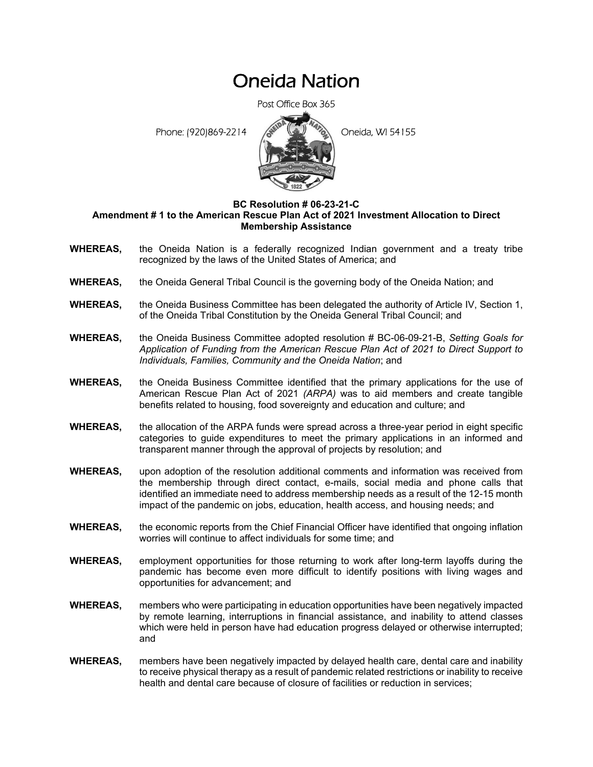# Oneida Nation

Post Office Box 365

Phone: (920)869-2214 Oneida, WI 54155

**BC Resolution # 06-23-21-C**
**Amendment # 1 to the American Rescue Plan Act of 2021 Investment Allocation to Direct Membership Assistance**

**WHEREAS,** the Oneida Nation is a federally recognized Indian government and a treaty tribe recognized by the laws of the United States of America; and

**WHEREAS,** the Oneida General Tribal Council is the governing body of the Oneida Nation; and

**WHEREAS,** the Oneida Business Committee has been delegated the authority of Article IV, Section 1, of the Oneida Tribal Constitution by the Oneida General Tribal Council; and

**WHEREAS,** the Oneida Business Committee adopted resolution # BC-06-09-21-B, *Setting Goals for Application of Funding from the American Rescue Plan Act of 2021 to Direct Support to Individuals, Families, Community and the Oneida Nation*; and

**WHEREAS,** the Oneida Business Committee identified that the primary applications for the use of American Rescue Plan Act of 2021 *(ARPA)* was to aid members and create tangible benefits related to housing, food sovereignty and education and culture; and

**WHEREAS,** the allocation of the ARPA funds were spread across a three-year period in eight specific categories to guide expenditures to meet the primary applications in an informed and transparent manner through the approval of projects by resolution; and

**WHEREAS,** upon adoption of the resolution additional comments and information was received from the membership through direct contact, e-mails, social media and phone calls that identified an immediate need to address membership needs as a result of the 12-15 month impact of the pandemic on jobs, education, health access, and housing needs; and

**WHEREAS,** the economic reports from the Chief Financial Officer have identified that ongoing inflation worries will continue to affect individuals for some time; and

**WHEREAS,** employment opportunities for those returning to work after long-term layoffs during the pandemic has become even more difficult to identify positions with living wages and opportunities for advancement; and

**WHEREAS,** members who were participating in education opportunities have been negatively impacted by remote learning, interruptions in financial assistance, and inability to attend classes which were held in person have had education progress delayed or otherwise interrupted; and

**WHEREAS,** members have been negatively impacted by delayed health care, dental care and inability to receive physical therapy as a result of pandemic related restrictions or inability to receive health and dental care because of closure of facilities or reduction in services;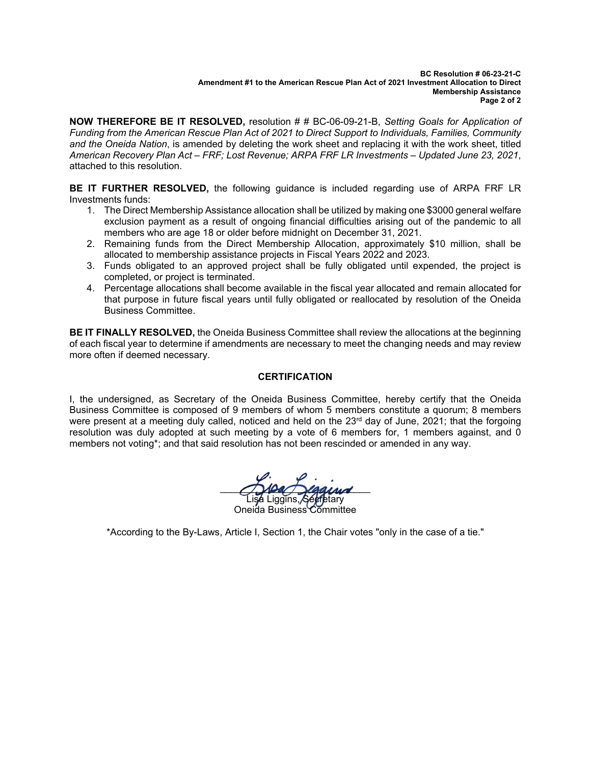**NOW THEREFORE BE IT RESOLVED,** resolution # # BC-06-09-21-B, *Setting Goals for Application of Funding from the American Rescue Plan Act of 2021 to Direct Support to Individuals, Families, Community and the Oneida Nation*, is amended by deleting the work sheet and replacing it with the work sheet, titled *American Recovery Plan Act – FRF; Lost Revenue; ARPA FRF LR Investments – Updated June 23, 2021*, attached to this resolution.

**BE IT FURTHER RESOLVED,** the following guidance is included regarding use of ARPA FRF LR Investments funds:

1. The Direct Membership Assistance allocation shall be utilized by making one $3000 general welfare exclusion payment as a result of ongoing financial difficulties arising out of the pandemic to all members who are age 18 or older before midnight on December 31, 2021.
2. Remaining funds from the Direct Membership Allocation, approximately $10 million, shall be allocated to membership assistance projects in Fiscal Years 2022 and 2023.
3. Funds obligated to an approved project shall be fully obligated until expended, the project is completed, or project is terminated.
4. Percentage allocations shall become available in the fiscal year allocated and remain allocated for that purpose in future fiscal years until fully obligated or reallocated by resolution of the Oneida Business Committee.

**BE IT FINALLY RESOLVED,** the Oneida Business Committee shall review the allocations at the beginning of each fiscal year to determine if amendments are necessary to meet the changing needs and may review more often if deemed necessary.

## CERTIFICATION

I, the undersigned, as Secretary of the Oneida Business Committee, hereby certify that the Oneida Business Committee is composed of 9 members of whom 5 members constitute a quorum; 8 members were present at a meeting duly called, noticed and held on the 23rd day of June, 2021; that the forgoing resolution was duly adopted at such meeting by a vote of 6 members for, 1 members against, and 0 members not voting*; and that said resolution has not been rescinded or amended in any way.

Lisa Liggins, Secretary
Oneida Business Committee

*According to the By-Laws, Article I, Section 1, the Chair votes "only in the case of a tie."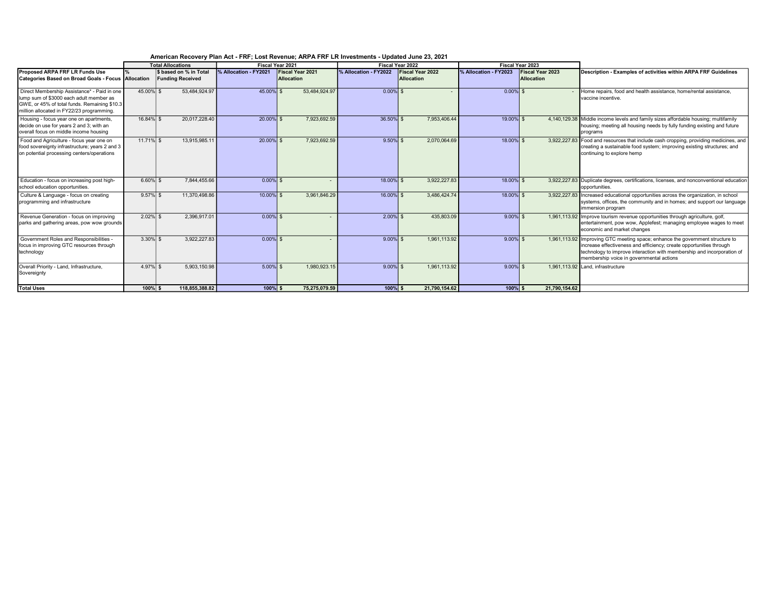### American Recovery Plan Act - FRF; Lost Revenue; ARPA FRF LR Investments - Updated June 23, 2021

| | Total Allocations | | Fiscal Year 2021 | | Fiscal Year 2022 | | Fiscal Year 2023 | | |
|---|---|---|---|---|---|---|---|---|---|
| **Proposed ARPA FRF LR Funds Use Categories Based on Broad Goals - Focus** | **% Allocation** | **$ based on % in Total Funding Received** | **% Allocation - FY2021** | **Fiscal Year 2021 Allocation** | **% Allocation - FY2022** | **Fiscal Year 2022 Allocation** | **% Allocation - FY2023** | **Fiscal Year 2023 Allocation** | **Description - Examples of activities within ARPA FRF Guidelines** |
| Direct Membership Assistance* - Paid in one lump sum of $3000 each adult member as GWE, or 45% of total funds. Remaining $10.3 million allocated in FY22/23 programming. | 45.00% | $ 53,484,924.97 | 45.00% | $ 53,484,924.97 | 0.00% | $ - | 0.00% | $ - | Home repairs, food and health assistance, home/rental assistance, vaccine incentive. |
| Housing - focus year one on apartments, decide on use for years 2 and 3; with an overall focus on middle income housing | 16.84% | $ 20,017,228.40 | 20.00% | $ 7,923,692.59 | 36.50% | $ 7,953,406.44 | 19.00% | $ 4,140,129.38 | Middle income levels and family sizes affordable housing; multifamily housing; meeting all housing needs by fully funding existing and future programs |
| Food and Agriculture - focus year one on food sovereignty infrastructure; years 2 and 3 on potential processing centers/operations | 11.71% | $ 13,915,985.11 | 20.00% | $ 7,923,692.59 | 9.50% | $ 2,070,064.69 | 18.00% | $ 3,922,227.83 | Food and resources that include cash cropping, providing medicines, and creating a sustainable food system; improving existing structures; and continuing to explore hemp |
| Education - focus on increasing post high-school education opportunities. | 6.60% | $ 7,844,455.66 | 0.00% | $ - | 18.00% | $ 3,922,227.83 | 18.00% | $ 3,922,227.83 | Duplicate degrees, certifications, licenses, and nonconventional education opportunities. |
| Culture & Language - focus on creating programming and infrastructure | 9.57% | $ 11,370,498.86 | 10.00% | $ 3,961,846.29 | 16.00% | $ 3,486,424.74 | 18.00% | $ 3,922,227.83 | Increased educational opportunities across the organization, in school systems, offices, the community and in homes; and support our language immersion program |
| Revenue Generation - focus on improving parks and gathering areas, pow wow grounds | 2.02% | $ 2,396,917.01 | 0.00% | $ - | 2.00% | $ 435,803.09 | 9.00% | $ 1,961,113.92 | Improve tourism revenue opportunities through agriculture, golf, entertainment, pow wow, Applefest; managing employee wages to meet economic and market changes |
| Government Roles and Responsibilities - focus in improving GTC resources through technology | 3.30% | $ 3,922,227.83 | 0.00% | $ - | 9.00% | $ 1,961,113.92 | 9.00% | $ 1,961,113.92 | Improving GTC meeting space; enhance the government structure to increase effectiveness and efficiency; create opportunities through technology to improve interaction with membership and incorporation of membership voice in governmental actions |
| Overall Priority - Land, Infrastructure, Sovereignty | 4.97% | $ 5,903,150.98 | 5.00% | $ 1,980,923.15 | 9.00% | $ 1,961,113.92 | 9.00% | $ 1,961,113.92 | Land, infrastructure |
| **Total Uses** | **100%** | **$ 118,855,388.82** | **100%** | **$ 75,275,079.59** | **100%** | **$ 21,790,154.62** | **100%** | **$ 21,790,154.62** | |